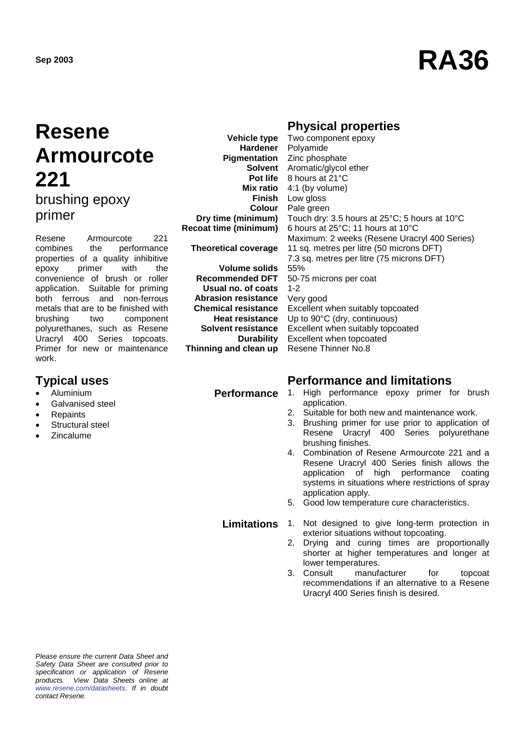Sep 2003

# RA36

# Resene Armourcote 221

## brushing epoxy primer

Resene Armourcote 221 combines the performance properties of a quality inhibitive epoxy primer with the convenience of brush or roller application. Suitable for priming both ferrous and non-ferrous metals that are to be finished with brushing two component polyurethanes, such as Resene Uracryl 400 Series topcoats. Primer for new or maintenance work.

## Typical uses

- Aluminium
- Galvanised steel
- Repaints
- Structural steel
- Zincalume

## Physical properties

| | |
|---|---|
| **Vehicle type** | Two component epoxy |
| **Hardener** | Polyamide |
| **Pigmentation** | Zinc phosphate |
| **Solvent** | Aromatic/glycol ether |
| **Pot life** | 8 hours at 21°C |
| **Mix ratio** | 4:1 (by volume) |
| **Finish** | Low gloss |
| **Colour** | Pale green |
| **Dry time (minimum)** | Touch dry: 3.5 hours at 25°C; 5 hours at 10°C |
| **Recoat time (minimum)** | 6 hours at 25°C; 11 hours at 10°C<br>Maximum: 2 weeks (Resene Uracryl 400 Series) |
| **Theoretical coverage** | 11 sq. metres per litre (50 microns DFT)<br>7.3 sq. metres per litre (75 microns DFT) |
| **Volume solids** | 55% |
| **Recommended DFT** | 50-75 microns per coat |
| **Usual no. of coats** | 1-2 |
| **Abrasion resistance** | Very good |
| **Chemical resistance** | Excellent when suitably topcoated |
| **Heat resistance** | Up to 90°C (dry, continuous) |
| **Solvent resistance** | Excellent when suitably topcoated |
| **Durability** | Excellent when topcoated |
| **Thinning and clean up** | Resene Thinner No.8 |

## Performance and limitations

**Performance**

1. High performance epoxy primer for brush application.
2. Suitable for both new and maintenance work.
3. Brushing primer for use prior to application of Resene Uracryl 400 Series polyurethane brushing finishes.
4. Combination of Resene Armourcote 221 and a Resene Uracryl 400 Series finish allows the application of high performance coating systems in situations where restrictions of spray application apply.
5. Good low temperature cure characteristics.

**Limitations**

1. Not designed to give long-term protection in exterior situations without topcoating.
2. Drying and curing times are proportionally shorter at higher temperatures and longer at lower temperatures.
3. Consult manufacturer for topcoat recommendations if an alternative to a Resene Uracryl 400 Series finish is desired.

*Please ensure the current Data Sheet and Safety Data Sheet are consulted prior to specification or application of Resene products. View Data Sheets online at www.resene.com/datasheets. If in doubt contact Resene.*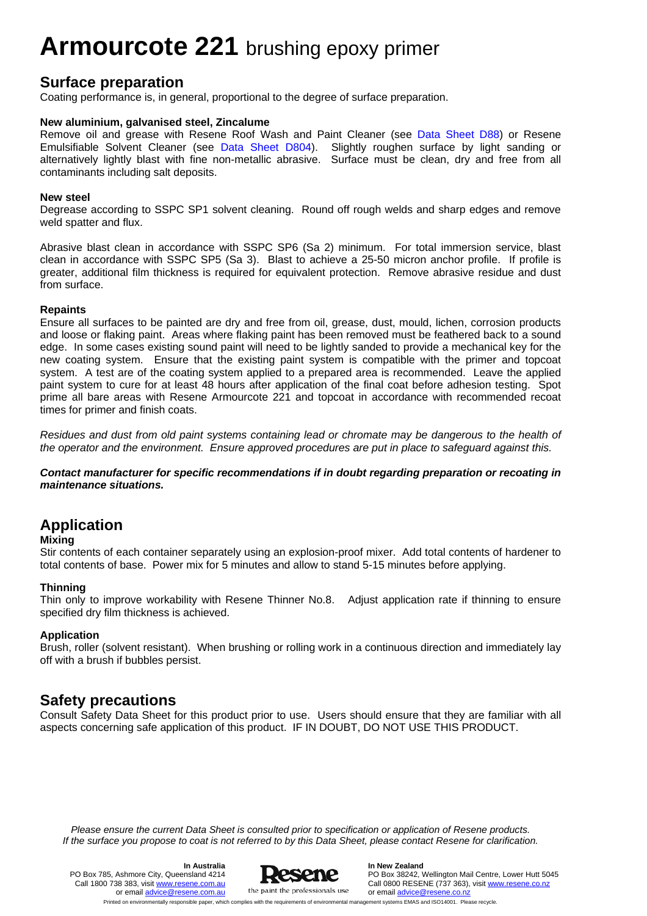# **Armourcote 221** brushing epoxy primer

## Surface preparation

Coating performance is, in general, proportional to the degree of surface preparation.

**New aluminium, galvanised steel, Zincalume**

Remove oil and grease with Resene Roof Wash and Paint Cleaner (see Data Sheet D88) or Resene Emulsifiable Solvent Cleaner (see Data Sheet D804). Slightly roughen surface by light sanding or alternatively lightly blast with fine non-metallic abrasive. Surface must be clean, dry and free from all contaminants including salt deposits.

**New steel**

Degrease according to SSPC SP1 solvent cleaning. Round off rough welds and sharp edges and remove weld spatter and flux.

Abrasive blast clean in accordance with SSPC SP6 (Sa 2) minimum. For total immersion service, blast clean in accordance with SSPC SP5 (Sa 3). Blast to achieve a 25-50 micron anchor profile. If profile is greater, additional film thickness is required for equivalent protection. Remove abrasive residue and dust from surface.

**Repaints**

Ensure all surfaces to be painted are dry and free from oil, grease, dust, mould, lichen, corrosion products and loose or flaking paint. Areas where flaking paint has been removed must be feathered back to a sound edge. In some cases existing sound paint will need to be lightly sanded to provide a mechanical key for the new coating system. Ensure that the existing paint system is compatible with the primer and topcoat system. A test are of the coating system applied to a prepared area is recommended. Leave the applied paint system to cure for at least 48 hours after application of the final coat before adhesion testing. Spot prime all bare areas with Resene Armourcote 221 and topcoat in accordance with recommended recoat times for primer and finish coats.

*Residues and dust from old paint systems containing lead or chromate may be dangerous to the health of the operator and the environment. Ensure approved procedures are put in place to safeguard against this.*

***Contact manufacturer for specific recommendations if in doubt regarding preparation or recoating in maintenance situations.***

## Application

**Mixing**

Stir contents of each container separately using an explosion-proof mixer. Add total contents of hardener to total contents of base. Power mix for 5 minutes and allow to stand 5-15 minutes before applying.

**Thinning**

Thin only to improve workability with Resene Thinner No.8. Adjust application rate if thinning to ensure specified dry film thickness is achieved.

**Application**

Brush, roller (solvent resistant). When brushing or rolling work in a continuous direction and immediately lay off with a brush if bubbles persist.

## Safety precautions

Consult Safety Data Sheet for this product prior to use. Users should ensure that they are familiar with all aspects concerning safe application of this product. IF IN DOUBT, DO NOT USE THIS PRODUCT.

*Please ensure the current Data Sheet is consulted prior to specification or application of Resene products. If the surface you propose to coat is not referred to by this Data Sheet, please contact Resene for clarification.*

**In Australia**
PO Box 785, Ashmore City, Queensland 4214
Call 1800 738 383, visit www.resene.com.au
or email advice@resene.com.au

Resene
the paint the professionals use

**In New Zealand**
PO Box 38242, Wellington Mail Centre, Lower Hutt 5045
Call 0800 RESENE (737 363), visit www.resene.co.nz
or email advice@resene.co.nz

Printed on environmentally responsible paper, which complies with the requirements of environmental management systems EMAS and ISO14001. Please recycle.